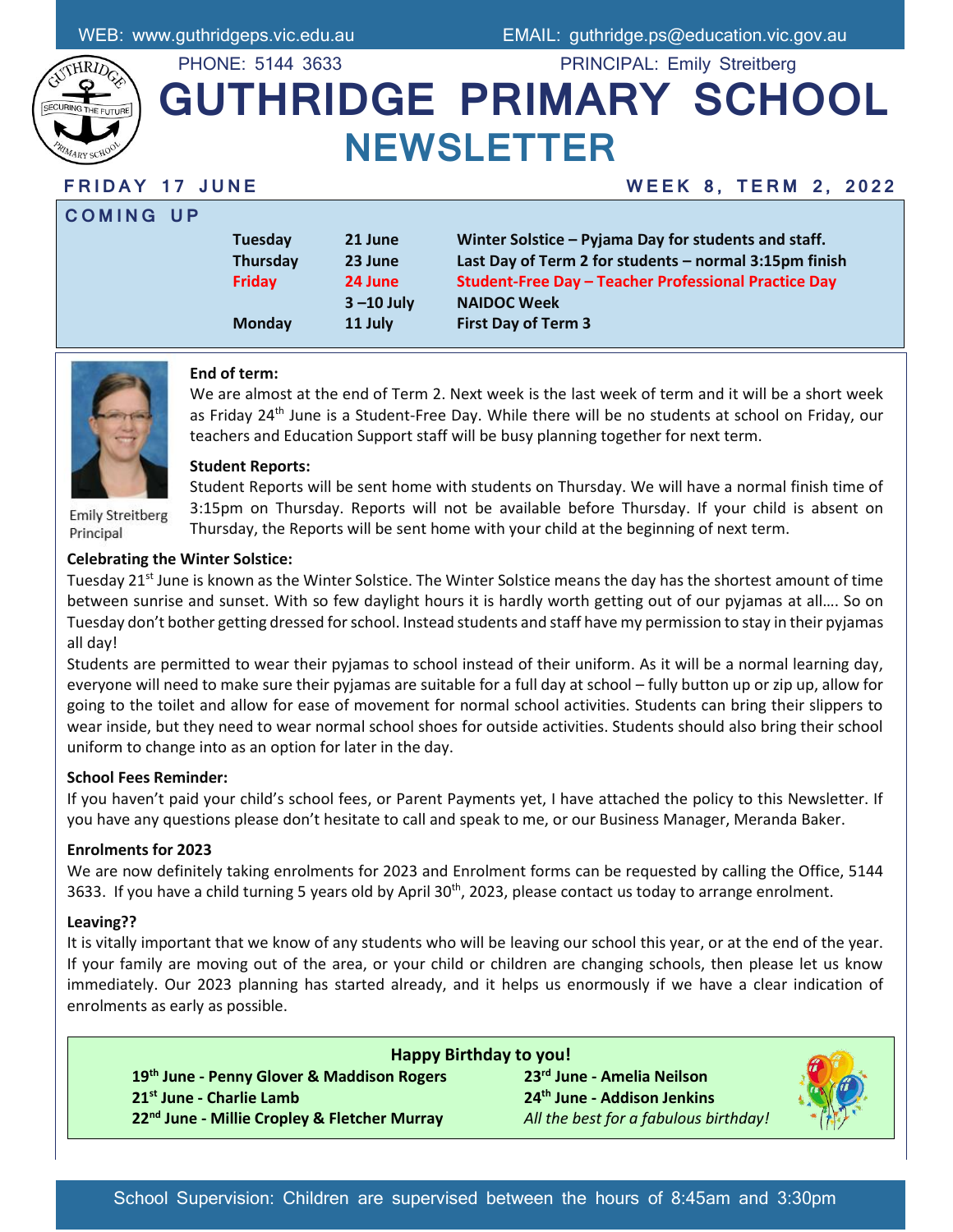WEB: www.guthridgeps.vic.edu.au EMAIL: guthridge.ps@education.vic.gov.au

PHONE: 5144 3633 PRINCIPAL: Emily Streitberg

# GUTHRIDGE PRIMARY SCHOOL NEWSLETTER

**FRIDAY 17 JUNE** **WEEK 8, TERM 2, 2022**

## COMING UP

| | | |
|---|---|---|
| **Tuesday** | **21 June** | **Winter Solstice – Pyjama Day for students and staff.** |
| **Thursday** | **23 June** | **Last Day of Term 2 for students – normal 3:15pm finish** |
| **Friday** | **24 June** | **Student-Free Day – Teacher Professional Practice Day** |
| | **3 –10 July** | **NAIDOC Week** |
| **Monday** | **11 July** | **First Day of Term 3** |

Emily Streitberg
Principal

**End of term:**
We are almost at the end of Term 2. Next week is the last week of term and it will be a short week as Friday 24th June is a Student-Free Day. While there will be no students at school on Friday, our teachers and Education Support staff will be busy planning together for next term.

**Student Reports:**
Student Reports will be sent home with students on Thursday. We will have a normal finish time of 3:15pm on Thursday. Reports will not be available before Thursday. If your child is absent on Thursday, the Reports will be sent home with your child at the beginning of next term.

**Celebrating the Winter Solstice:**
Tuesday 21st June is known as the Winter Solstice. The Winter Solstice means the day has the shortest amount of time between sunrise and sunset. With so few daylight hours it is hardly worth getting out of our pyjamas at all…. So on Tuesday don't bother getting dressed for school. Instead students and staff have my permission to stay in their pyjamas all day!
Students are permitted to wear their pyjamas to school instead of their uniform. As it will be a normal learning day, everyone will need to make sure their pyjamas are suitable for a full day at school – fully button up or zip up, allow for going to the toilet and allow for ease of movement for normal school activities. Students can bring their slippers to wear inside, but they need to wear normal school shoes for outside activities. Students should also bring their school uniform to change into as an option for later in the day.

**School Fees Reminder:**
If you haven't paid your child's school fees, or Parent Payments yet, I have attached the policy to this Newsletter. If you have any questions please don't hesitate to call and speak to me, or our Business Manager, Meranda Baker.

**Enrolments for 2023**
We are now definitely taking enrolments for 2023 and Enrolment forms can be requested by calling the Office, 5144 3633. If you have a child turning 5 years old by April 30th, 2023, please contact us today to arrange enrolment.

**Leaving??**
It is vitally important that we know of any students who will be leaving our school this year, or at the end of the year. If your family are moving out of the area, or your child or children are changing schools, then please let us know immediately. Our 2023 planning has started already, and it helps us enormously if we have a clear indication of enrolments as early as possible.

**Happy Birthday to you!**

**19th June - Penny Glover & Maddison Rogers**
**21st June - Charlie Lamb**
**22nd June - Millie Cropley & Fletcher Murray**
**23rd June - Amelia Neilson**
**24th June - Addison Jenkins**
*All the best for a fabulous birthday!*

School Supervision: Children are supervised between the hours of 8:45am and 3:30pm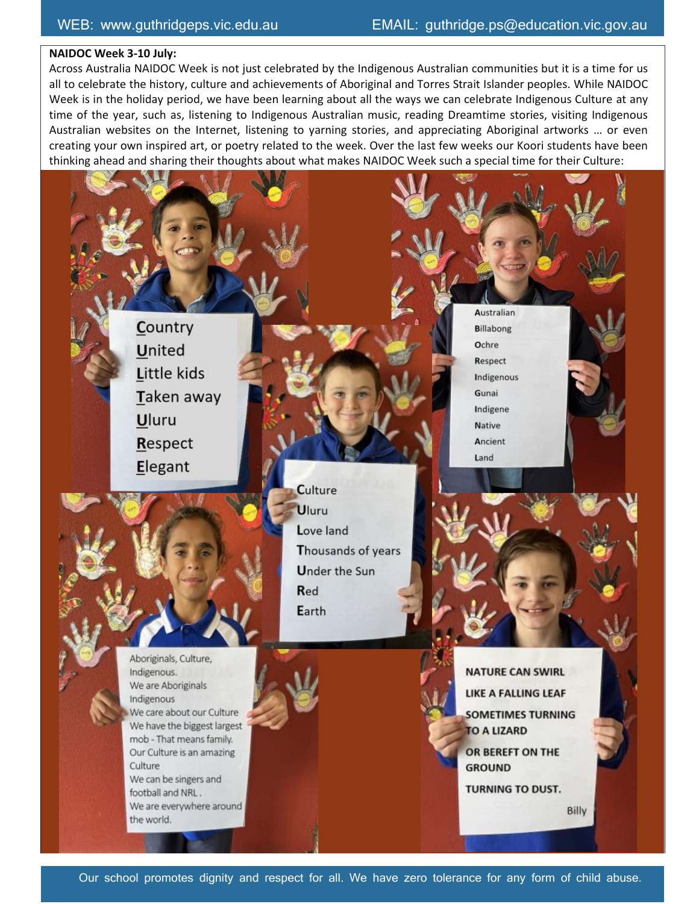**NAIDOC Week 3-10 July:**

Across Australia NAIDOC Week is not just celebrated by the Indigenous Australian communities but it is a time for us all to celebrate the history, culture and achievements of Aboriginal and Torres Strait Islander peoples. While NAIDOC Week is in the holiday period, we have been learning about all the ways we can celebrate Indigenous Culture at any time of the year, such as, listening to Indigenous Australian music, reading Dreamtime stories, visiting Indigenous Australian websites on the Internet, listening to yarning stories, and appreciating Aboriginal artworks … or even creating your own inspired art, or poetry related to the week. Over the last few weeks our Koori students have been thinking ahead and sharing their thoughts about what makes NAIDOC Week such a special time for their Culture:

**C**ountry
**U**nited
**L**ittle kids
**T**aken away
**U**luru
**R**espect
**E**legant

**C**ulture
**U**luru
**L**ove land
**T**housands of years
**U**nder the Sun
**R**ed
**E**arth

**A**ustralian
**B**illabong
**O**chre
**R**espect
**I**ndigenous
**G**unai
**I**ndigene
**N**ative
**A**ncient
**L**and

Aboriginals, Culture, Indigenous.
We are Aboriginals
Indigenous
We care about our Culture
We have the biggest largest mob - That means family.
Our Culture is an amazing Culture
We can be singers and football and NRL .
We are everywhere around the world.

NATURE CAN SWIRL
LIKE A FALLING LEAF
SOMETIMES TURNING TO A LIZARD
OR BEREFT ON THE GROUND
TURNING TO DUST.

Billy

Our school promotes dignity and respect for all. We have zero tolerance for any form of child abuse.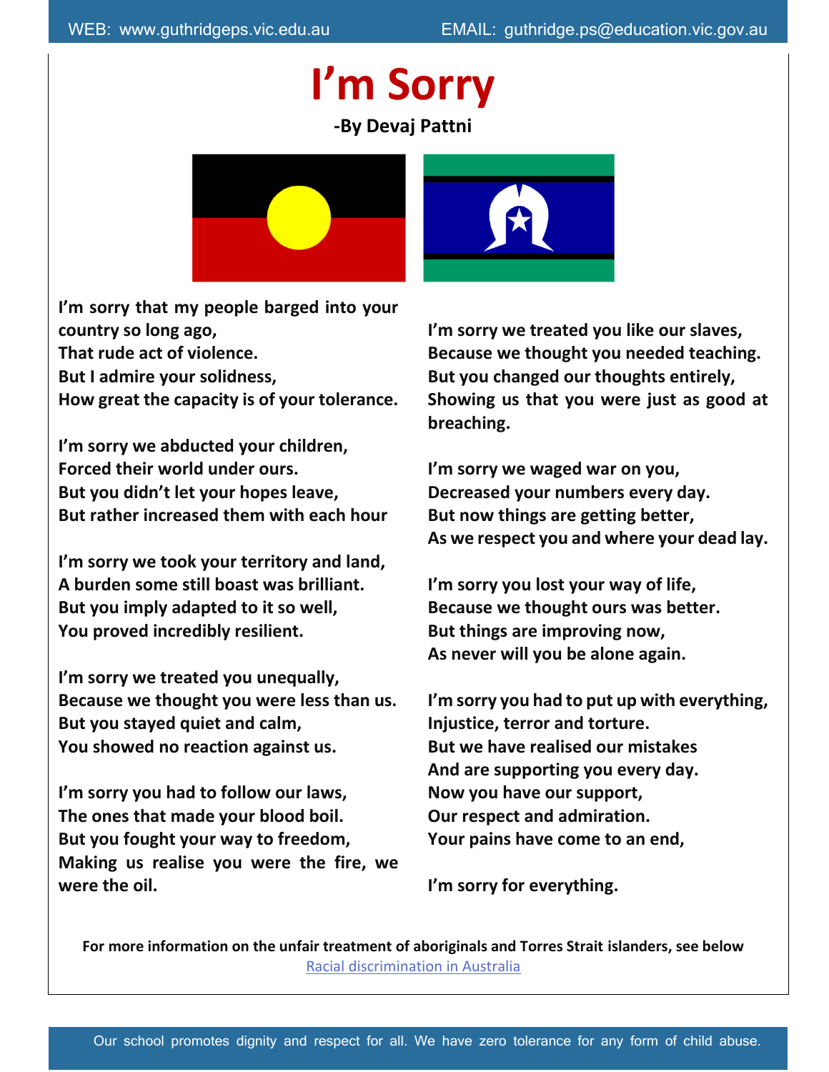# I'm Sorry

**-By Devaj Pattni**

**I'm sorry that my people barged into your country so long ago,**
**That rude act of violence.**
**But I admire your solidness,**
**How great the capacity is of your tolerance.**

**I'm sorry we abducted your children,**
**Forced their world under ours.**
**But you didn't let your hopes leave,**
**But rather increased them with each hour**

**I'm sorry we took your territory and land,**
**A burden some still boast was brilliant.**
**But you imply adapted to it so well,**
**You proved incredibly resilient.**

**I'm sorry we treated you unequally,**
**Because we thought you were less than us.**
**But you stayed quiet and calm,**
**You showed no reaction against us.**

**I'm sorry you had to follow our laws,**
**The ones that made your blood boil.**
**But you fought your way to freedom,**
**Making us realise you were the fire, we were the oil.**

**I'm sorry we treated you like our slaves,**
**Because we thought you needed teaching.**
**But you changed our thoughts entirely,**
**Showing us that you were just as good at breaching.**

**I'm sorry we waged war on you,**
**Decreased your numbers every day.**
**But now things are getting better,**
**As we respect you and where your dead lay.**

**I'm sorry you lost your way of life,**
**Because we thought ours was better.**
**But things are improving now,**
**As never will you be alone again.**

**I'm sorry you had to put up with everything,**
**Injustice, terror and torture.**
**But we have realised our mistakes**
**And are supporting you every day.**
**Now you have our support,**
**Our respect and admiration.**
**Your pains have come to an end,**

**I'm sorry for everything.**

**For more information on the unfair treatment of aboriginals and Torres Strait islanders, see below**

[Racial discrimination in Australia]

Our school promotes dignity and respect for all. We have zero tolerance for any form of child abuse.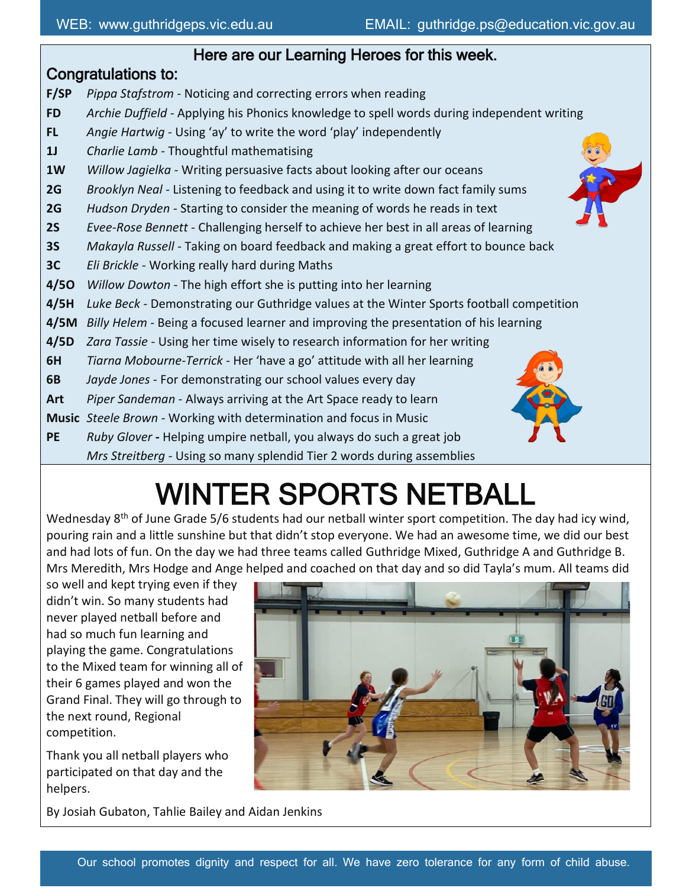## Here are our Learning Heroes for this week.

### Congratulations to:

| | |
|---|---|
| **F/SP** | *Pippa Stafstrom* - Noticing and correcting errors when reading |
| **FD** | *Archie Duffield* - Applying his Phonics knowledge to spell words during independent writing |
| **FL** | *Angie Hartwig* - Using 'ay' to write the word 'play' independently |
| **1J** | *Charlie Lamb* - Thoughtful mathematising |
| **1W** | *Willow Jagielka* - Writing persuasive facts about looking after our oceans |
| **2G** | *Brooklyn Neal* - Listening to feedback and using it to write down fact family sums |
| **2G** | *Hudson Dryden* - Starting to consider the meaning of words he reads in text |
| **2S** | *Evee-Rose Bennett* - Challenging herself to achieve her best in all areas of learning |
| **3S** | *Makayla Russell* - Taking on board feedback and making a great effort to bounce back |
| **3C** | *Eli Brickle* - Working really hard during Maths |
| **4/5O** | *Willow Dowton* - The high effort she is putting into her learning |
| **4/5H** | *Luke Beck* - Demonstrating our Guthridge values at the Winter Sports football competition |
| **4/5M** | *Billy Helem* - Being a focused learner and improving the presentation of his learning |
| **4/5D** | *Zara Tassie* - Using her time wisely to research information for her writing |
| **6H** | *Tiarna Mobourne-Terrick* - Her 'have a go' attitude with all her learning |
| **6B** | *Jayde Jones* - For demonstrating our school values every day |
| **Art** | *Piper Sandeman* - Always arriving at the Art Space ready to learn |
| **Music** | *Steele Brown* - Working with determination and focus in Music |
| **PE** | *Ruby Glover* **-** Helping umpire netball, you always do such a great job |
| | *Mrs Streitberg* - Using so many splendid Tier 2 words during assemblies |

# WINTER SPORTS NETBALL

Wednesday 8th of June Grade 5/6 students had our netball winter sport competition. The day had icy wind, pouring rain and a little sunshine but that didn't stop everyone. We had an awesome time, we did our best and had lots of fun. On the day we had three teams called Guthridge Mixed, Guthridge A and Guthridge B. Mrs Meredith, Mrs Hodge and Ange helped and coached on that day and so did Tayla's mum. All teams did so well and kept trying even if they didn't win. So many students had never played netball before and had so much fun learning and playing the game. Congratulations to the Mixed team for winning all of their 6 games played and won the Grand Final. They will go through to the next round, Regional competition.

Thank you all netball players who participated on that day and the helpers.

By Josiah Gubaton, Tahlie Bailey and Aidan Jenkins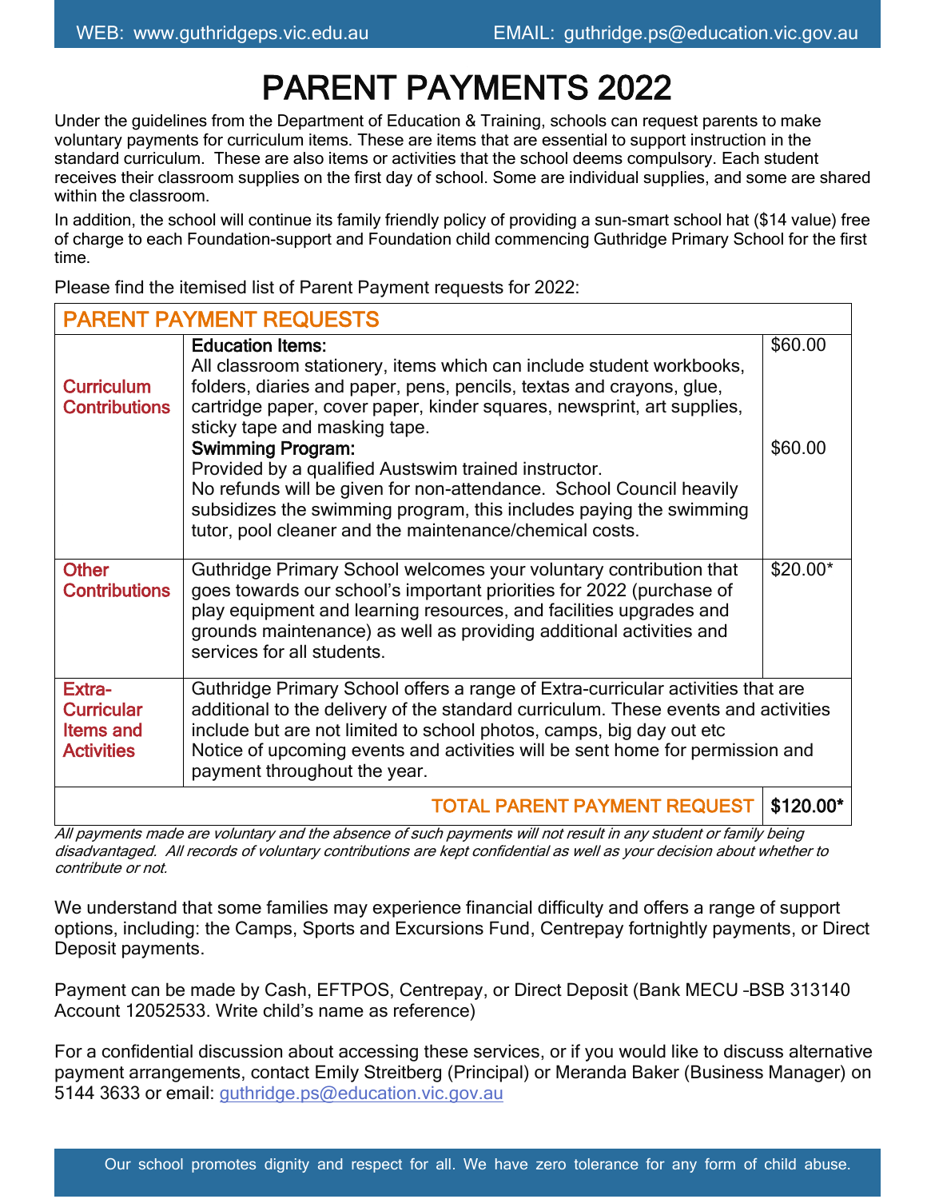# PARENT PAYMENTS 2022

Under the guidelines from the Department of Education & Training, schools can request parents to make voluntary payments for curriculum items. These are items that are essential to support instruction in the standard curriculum. These are also items or activities that the school deems compulsory. Each student receives their classroom supplies on the first day of school. Some are individual supplies, and some are shared within the classroom.

In addition, the school will continue its family friendly policy of providing a sun-smart school hat ($14 value) free of charge to each Foundation-support and Foundation child commencing Guthridge Primary School for the first time.

Please find the itemised list of Parent Payment requests for 2022:

| PARENT PAYMENT REQUESTS | | |
|---|---|---|
| Curriculum Contributions | **Education Items:** All classroom stationery, items which can include student workbooks, folders, diaries and paper, pens, pencils, textas and crayons, glue, cartridge paper, cover paper, kinder squares, newsprint, art supplies, sticky tape and masking tape. | $60.00 |
| | **Swimming Program:** Provided by a qualified Austswim trained instructor. No refunds will be given for non-attendance. School Council heavily subsidizes the swimming program, this includes paying the swimming tutor, pool cleaner and the maintenance/chemical costs. | $60.00 |
| Other Contributions | Guthridge Primary School welcomes your voluntary contribution that goes towards our school's important priorities for 2022 (purchase of play equipment and learning resources, and facilities upgrades and grounds maintenance) as well as providing additional activities and services for all students. | $20.00* |
| Extra-Curricular Items and Activities | Guthridge Primary School offers a range of Extra-curricular activities that are additional to the delivery of the standard curriculum. These events and activities include but are not limited to school photos, camps, big day out etc Notice of upcoming events and activities will be sent home for permission and payment throughout the year. | |
| | **TOTAL PARENT PAYMENT REQUEST** | **$120.00*** |

*All payments made are voluntary and the absence of such payments will not result in any student or family being disadvantaged. All records of voluntary contributions are kept confidential as well as your decision about whether to contribute or not.*

We understand that some families may experience financial difficulty and offers a range of support options, including: the Camps, Sports and Excursions Fund, Centrepay fortnightly payments, or Direct Deposit payments.

Payment can be made by Cash, EFTPOS, Centrepay, or Direct Deposit (Bank MECU –BSB 313140 Account 12052533. Write child's name as reference)

For a confidential discussion about accessing these services, or if you would like to discuss alternative payment arrangements, contact Emily Streitberg (Principal) or Meranda Baker (Business Manager) on 5144 3633 or email: guthridge.ps@education.vic.gov.au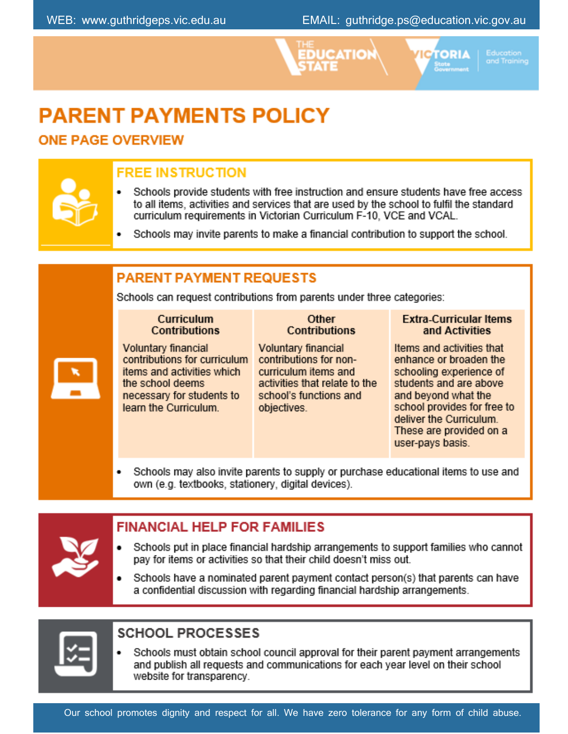WEB: www.guthridgeps.vic.edu.au EMAIL: guthridge.ps@education.vic.gov.au

# PARENT PAYMENTS POLICY

## ONE PAGE OVERVIEW

### FREE INSTRUCTION

- Schools provide students with free instruction and ensure students have free access to all items, activities and services that are used by the school to fulfil the standard curriculum requirements in Victorian Curriculum F-10, VCE and VCAL.
- Schools may invite parents to make a financial contribution to support the school.

### PARENT PAYMENT REQUESTS

Schools can request contributions from parents under three categories:

| Curriculum Contributions | Other Contributions | Extra-Curricular Items and Activities |
|---|---|---|
| Voluntary financial contributions for curriculum items and activities which the school deems necessary for students to learn the Curriculum. | Voluntary financial contributions for non-curriculum items and activities that relate to the school's functions and objectives. | Items and activities that enhance or broaden the schooling experience of students and are above and beyond what the school provides for free to deliver the Curriculum. These are provided on a user-pays basis. |

- Schools may also invite parents to supply or purchase educational items to use and own (e.g. textbooks, stationery, digital devices).

### FINANCIAL HELP FOR FAMILIES

- Schools put in place financial hardship arrangements to support families who cannot pay for items or activities so that their child doesn't miss out.
- Schools have a nominated parent payment contact person(s) that parents can have a confidential discussion with regarding financial hardship arrangements.

### SCHOOL PROCESSES

- Schools must obtain school council approval for their parent payment arrangements and publish all requests and communications for each year level on their school website for transparency.

Our school promotes dignity and respect for all. We have zero tolerance for any form of child abuse.